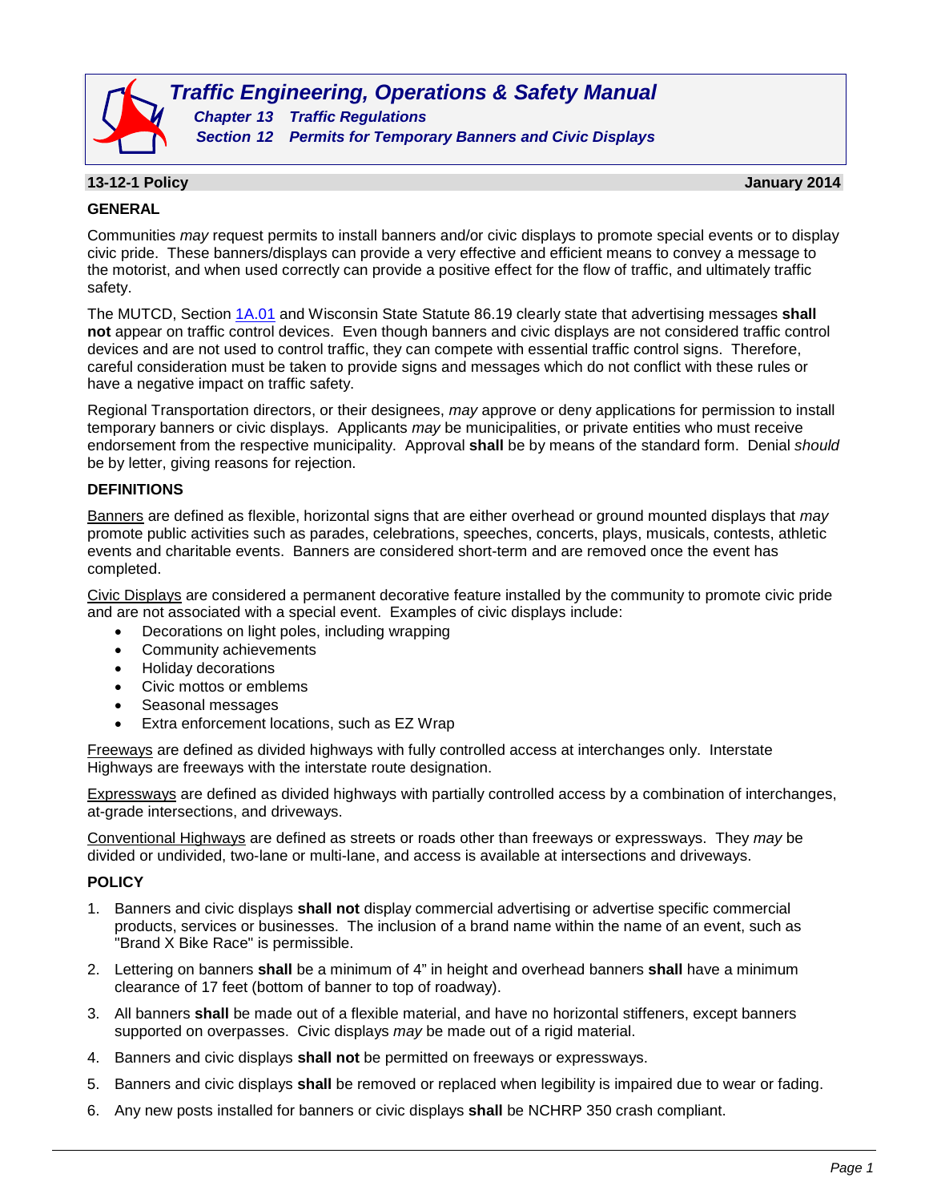# Traffic Engineering, Operations & Safety Manual

## Chapter 13 Traffic Regulations

## Section 12 Permits for Temporary Banners and Civic Displays

**13-12-1 Policy** **January 2014**

### GENERAL

Communities *may* request permits to install banners and/or civic displays to promote special events or to display civic pride. These banners/displays can provide a very effective and efficient means to convey a message to the motorist, and when used correctly can provide a positive effect for the flow of traffic, and ultimately traffic safety.

The MUTCD, Section 1A.01 and Wisconsin State Statute 86.19 clearly state that advertising messages **shall not** appear on traffic control devices. Even though banners and civic displays are not considered traffic control devices and are not used to control traffic, they can compete with essential traffic control signs. Therefore, careful consideration must be taken to provide signs and messages which do not conflict with these rules or have a negative impact on traffic safety.

Regional Transportation directors, or their designees, *may* approve or deny applications for permission to install temporary banners or civic displays. Applicants *may* be municipalities, or private entities who must receive endorsement from the respective municipality. Approval **shall** be by means of the standard form. Denial *should* be by letter, giving reasons for rejection.

### DEFINITIONS

<u>Banners</u> are defined as flexible, horizontal signs that are either overhead or ground mounted displays that *may* promote public activities such as parades, celebrations, speeches, concerts, plays, musicals, contests, athletic events and charitable events. Banners are considered short-term and are removed once the event has completed.

<u>Civic Displays</u> are considered a permanent decorative feature installed by the community to promote civic pride and are not associated with a special event. Examples of civic displays include:

- Decorations on light poles, including wrapping
- Community achievements
- Holiday decorations
- Civic mottos or emblems
- Seasonal messages
- Extra enforcement locations, such as EZ Wrap

<u>Freeways</u> are defined as divided highways with fully controlled access at interchanges only. Interstate Highways are freeways with the interstate route designation.

<u>Expressways</u> are defined as divided highways with partially controlled access by a combination of interchanges, at-grade intersections, and driveways.

<u>Conventional Highways</u> are defined as streets or roads other than freeways or expressways. They *may* be divided or undivided, two-lane or multi-lane, and access is available at intersections and driveways.

### POLICY

1. Banners and civic displays **shall not** display commercial advertising or advertise specific commercial products, services or businesses. The inclusion of a brand name within the name of an event, such as "Brand X Bike Race" is permissible.
2. Lettering on banners **shall** be a minimum of 4" in height and overhead banners **shall** have a minimum clearance of 17 feet (bottom of banner to top of roadway).
3. All banners **shall** be made out of a flexible material, and have no horizontal stiffeners, except banners supported on overpasses. Civic displays *may* be made out of a rigid material.
4. Banners and civic displays **shall not** be permitted on freeways or expressways.
5. Banners and civic displays **shall** be removed or replaced when legibility is impaired due to wear or fading.
6. Any new posts installed for banners or civic displays **shall** be NCHRP 350 crash compliant.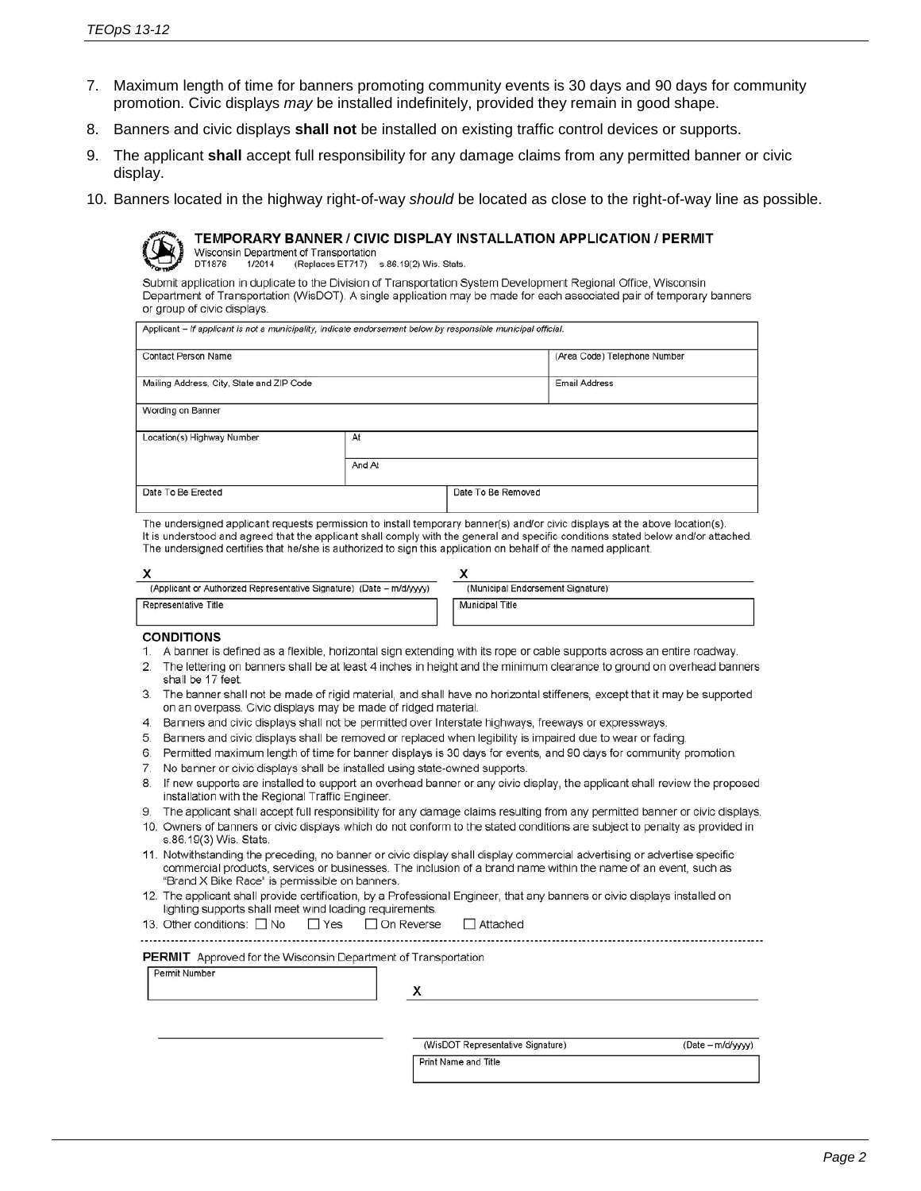7. Maximum length of time for banners promoting community events is 30 days and 90 days for community promotion. Civic displays *may* be installed indefinitely, provided they remain in good shape.
8. Banners and civic displays **shall not** be installed on existing traffic control devices or supports.
9. The applicant **shall** accept full responsibility for any damage claims from any permitted banner or civic display.
10. Banners located in the highway right-of-way *should* be located as close to the right-of-way line as possible.

## TEMPORARY BANNER / CIVIC DISPLAY INSTALLATION APPLICATION / PERMIT

Wisconsin Department of Transportation
DT1876 1/2014 (Replaces ET717) s.86.19(2) Wis. Stats.

Submit application in duplicate to the Division of Transportation System Development Regional Office, Wisconsin Department of Transportation (WisDOT). A single application may be made for each associated pair of temporary banners or group of civic displays.

| | | |
|---|---|---|
| Applicant – *If applicant is not a municipality, indicate endorsement below by responsible municipal official.* | | |
| Contact Person Name | | (Area Code) Telephone Number |
| Mailing Address, City, State and ZIP Code | | Email Address |
| Wording on Banner | | |
| Location(s) Highway Number | At | |
| | And At | |
| Date To Be Erected | Date To Be Removed | |

The undersigned applicant requests permission to install temporary banner(s) and/or civic displays at the above location(s). It is understood and agreed that the applicant shall comply with the general and specific conditions stated below and/or attached. The undersigned certifies that he/she is authorized to sign this application on behalf of the named applicant.

| | |
|---|---|
| **X** (Applicant or Authorized Representative Signature) (Date – m/d/yyyy) | **X** (Municipal Endorsement Signature) |
| Representative Title | Municipal Title |

### CONDITIONS

1. A banner is defined as a flexible, horizontal sign extending with its rope or cable supports across an entire roadway.
2. The lettering on banners shall be at least 4 inches in height and the minimum clearance to ground on overhead banners shall be 17 feet.
3. The banner shall not be made of rigid material, and shall have no horizontal stiffeners, except that it may be supported on an overpass. Civic displays may be made of ridged material.
4. Banners and civic displays shall not be permitted over Interstate highways, freeways or expressways.
5. Banners and civic displays shall be removed or replaced when legibility is impaired due to wear or fading.
6. Permitted maximum length of time for banner displays is 30 days for events, and 90 days for community promotion.
7. No banner or civic displays shall be installed using state-owned supports.
8. If new supports are installed to support an overhead banner or any civic display, the applicant shall review the proposed installation with the Regional Traffic Engineer.
9. The applicant shall accept full responsibility for any damage claims resulting from any permitted banner or civic displays.
10. Owners of banners or civic displays which do not conform to the stated conditions are subject to penalty as provided in s.86.19(3) Wis. Stats.
11. Notwithstanding the preceding, no banner or civic display shall display commercial advertising or advertise specific commercial products, services or businesses. The inclusion of a brand name within the name of an event, such as "Brand X Bike Race" is permissible on banners.
12. The applicant shall provide certification, by a Professional Engineer, that any banners or civic displays installed on lighting supports shall meet wind loading requirements.
13. Other conditions: ☐ No ☐ Yes ☐ On Reverse ☐ Attached

**PERMIT** Approved for the Wisconsin Department of Transportation

| | |
|---|---|
| Permit Number | **X** |
| | (WisDOT Representative Signature) (Date – m/d/yyyy) |
| | Print Name and Title |